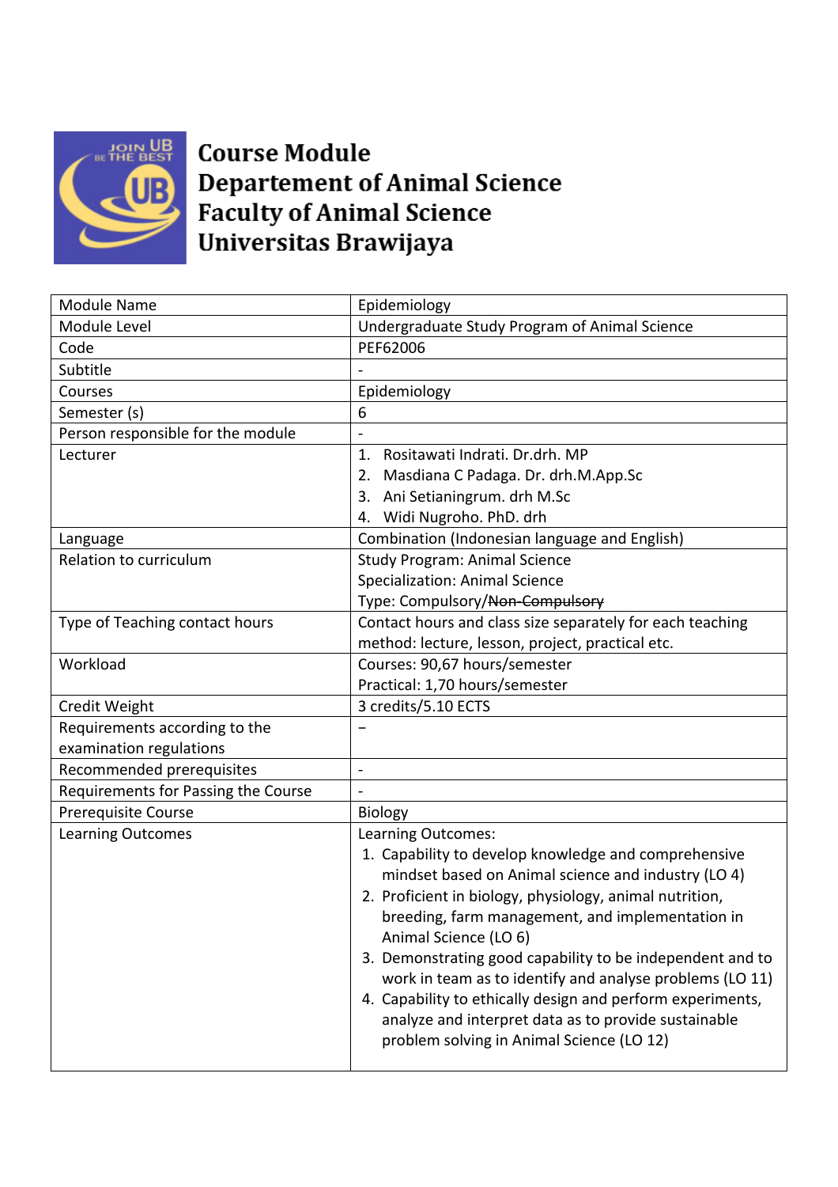# Course Module
# Departement of Animal Science
# Faculty of Animal Science
# Universitas Brawijaya

| Module Name | Epidemiology |
|---|---|
| Module Level | Undergraduate Study Program of Animal Science |
| Code | PEF62006 |
| Subtitle | - |
| Courses | Epidemiology |
| Semester (s) | 6 |
| Person responsible for the module | - |
| Lecturer | 1. Rositawati Indrati. Dr.drh. MP<br>2. Masdiana C Padaga. Dr. drh.M.App.Sc<br>3. Ani Setianingrum. drh M.Sc<br>4. Widi Nugroho. PhD. drh |
| Language | Combination (Indonesian language and English) |
| Relation to curriculum | Study Program: Animal Science<br>Specialization: Animal Science<br>Type: Compulsory/~~Non-Compulsory~~ |
| Type of Teaching contact hours | Contact hours and class size separately for each teaching method: lecture, lesson, project, practical etc. |
| Workload | Courses: 90,67 hours/semester<br>Practical: 1,70 hours/semester |
| Credit Weight | 3 credits/5.10 ECTS |
| Requirements according to the examination regulations | – |
| Recommended prerequisites | - |
| Requirements for Passing the Course | - |
| Prerequisite Course | Biology |
| Learning Outcomes | Learning Outcomes:<br>1. Capability to develop knowledge and comprehensive mindset based on Animal science and industry (LO 4)<br>2. Proficient in biology, physiology, animal nutrition, breeding, farm management, and implementation in Animal Science (LO 6)<br>3. Demonstrating good capability to be independent and to work in team as to identify and analyse problems (LO 11)<br>4. Capability to ethically design and perform experiments, analyze and interpret data as to provide sustainable problem solving in Animal Science (LO 12) |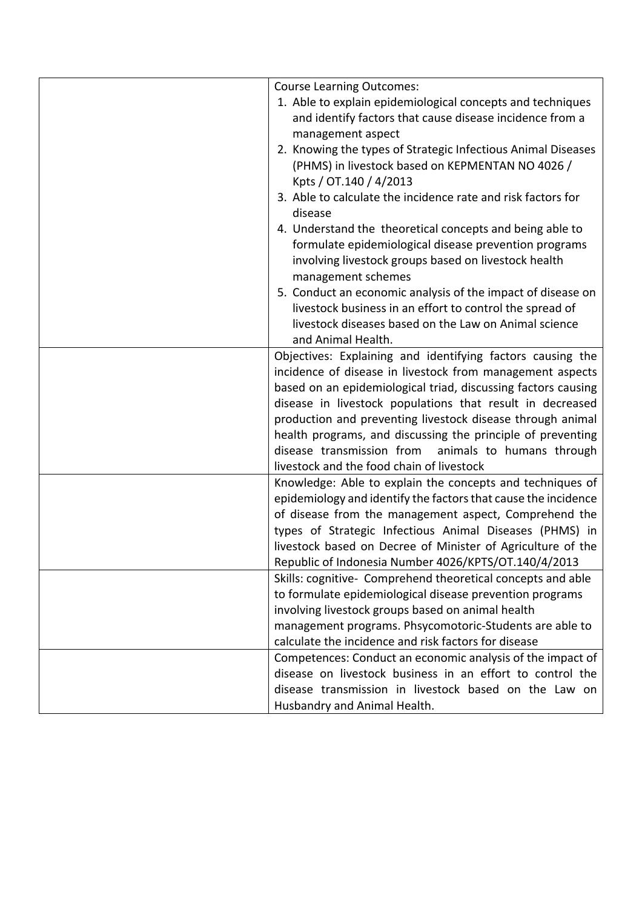|  |  |
|---|---|
|  | Course Learning Outcomes:<br>1. Able to explain epidemiological concepts and techniques and identify factors that cause disease incidence from a management aspect<br>2. Knowing the types of Strategic Infectious Animal Diseases (PHMS) in livestock based on KEPMENTAN NO 4026 / Kpts / OT.140 / 4/2013<br>3. Able to calculate the incidence rate and risk factors for disease<br>4. Understand the theoretical concepts and being able to formulate epidemiological disease prevention programs involving livestock groups based on livestock health management schemes<br>5. Conduct an economic analysis of the impact of disease on livestock business in an effort to control the spread of livestock diseases based on the Law on Animal science and Animal Health. |
|  | Objectives: Explaining and identifying factors causing the incidence of disease in livestock from management aspects based on an epidemiological triad, discussing factors causing disease in livestock populations that result in decreased production and preventing livestock disease through animal health programs, and discussing the principle of preventing disease transmission from animals to humans through livestock and the food chain of livestock |
|  | Knowledge: Able to explain the concepts and techniques of epidemiology and identify the factors that cause the incidence of disease from the management aspect, Comprehend the types of Strategic Infectious Animal Diseases (PHMS) in livestock based on Decree of Minister of Agriculture of the Republic of Indonesia Number 4026/KPTS/OT.140/4/2013 |
|  | Skills: cognitive- Comprehend theoretical concepts and able to formulate epidemiological disease prevention programs involving livestock groups based on animal health management programs. Phsycomotoric-Students are able to calculate the incidence and risk factors for disease |
|  | Competences: Conduct an economic analysis of the impact of disease on livestock business in an effort to control the disease transmission in livestock based on the Law on Husbandry and Animal Health. |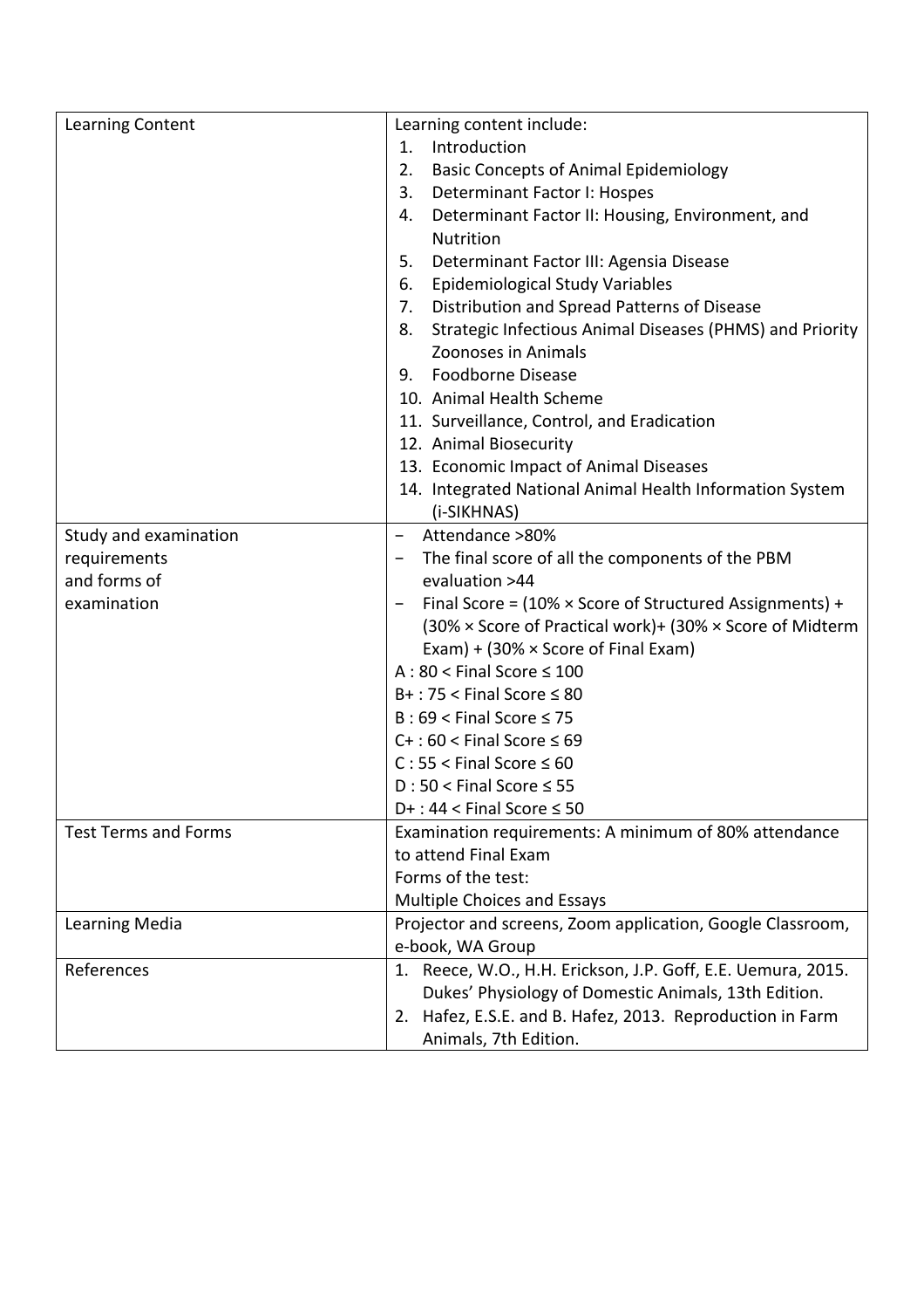| | |
|---|---|
| Learning Content | Learning content include:<br>1. Introduction<br>2. Basic Concepts of Animal Epidemiology<br>3. Determinant Factor I: Hospes<br>4. Determinant Factor II: Housing, Environment, and Nutrition<br>5. Determinant Factor III: Agensia Disease<br>6. Epidemiological Study Variables<br>7. Distribution and Spread Patterns of Disease<br>8. Strategic Infectious Animal Diseases (PHMS) and Priority Zoonoses in Animals<br>9. Foodborne Disease<br>10. Animal Health Scheme<br>11. Surveillance, Control, and Eradication<br>12. Animal Biosecurity<br>13. Economic Impact of Animal Diseases<br>14. Integrated National Animal Health Information System (i-SIKHNAS) |
| Study and examination requirements and forms of examination | − Attendance >80%<br>− The final score of all the components of the PBM evaluation >44<br>− Final Score = (10% × Score of Structured Assignments) + (30% × Score of Practical work)+ (30% × Score of Midterm Exam) + (30% × Score of Final Exam)<br>A : 80 < Final Score ≤ 100<br>B+ : 75 < Final Score ≤ 80<br>B : 69 < Final Score ≤ 75<br>C+ : 60 < Final Score ≤ 69<br>C : 55 < Final Score ≤ 60<br>D : 50 < Final Score ≤ 55<br>D+ : 44 < Final Score ≤ 50 |
| Test Terms and Forms | Examination requirements: A minimum of 80% attendance to attend Final Exam<br>Forms of the test:<br>Multiple Choices and Essays |
| Learning Media | Projector and screens, Zoom application, Google Classroom, e-book, WA Group |
| References | 1. Reece, W.O., H.H. Erickson, J.P. Goff, E.E. Uemura, 2015. Dukes' Physiology of Domestic Animals, 13th Edition.<br>2. Hafez, E.S.E. and B. Hafez, 2013. Reproduction in Farm Animals, 7th Edition. |